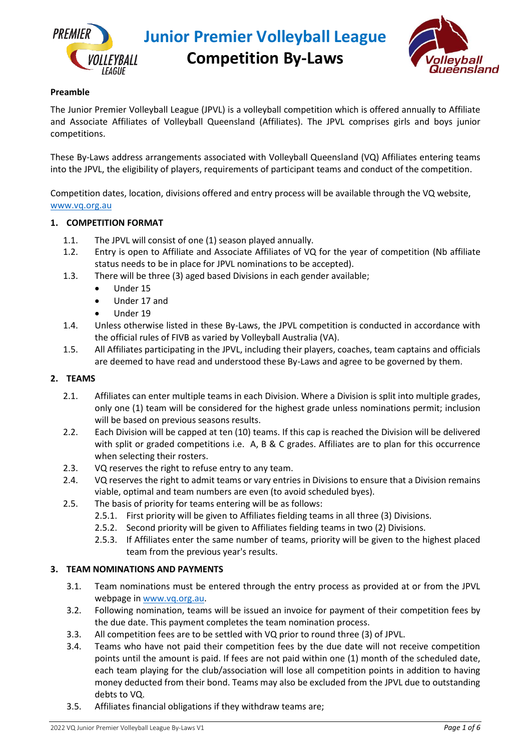# Junior Premier Volleyball League

# Competition By-Laws

**Preamble**

The Junior Premier Volleyball League (JPVL) is a volleyball competition which is offered annually to Affiliate and Associate Affiliates of Volleyball Queensland (Affiliates). The JPVL comprises girls and boys junior competitions.

These By-Laws address arrangements associated with Volleyball Queensland (VQ) Affiliates entering teams into the JPVL, the eligibility of players, requirements of participant teams and conduct of the competition.

Competition dates, location, divisions offered and entry process will be available through the VQ website, www.vq.org.au

## 1. COMPETITION FORMAT

1.1. The JPVL will consist of one (1) season played annually.

1.2. Entry is open to Affiliate and Associate Affiliates of VQ for the year of competition (Nb affiliate status needs to be in place for JPVL nominations to be accepted).

1.3. There will be three (3) aged based Divisions in each gender available;

- Under 15
- Under 17 and
- Under 19

1.4. Unless otherwise listed in these By-Laws, the JPVL competition is conducted in accordance with the official rules of FIVB as varied by Volleyball Australia (VA).

1.5. All Affiliates participating in the JPVL, including their players, coaches, team captains and officials are deemed to have read and understood these By-Laws and agree to be governed by them.

## 2. TEAMS

2.1. Affiliates can enter multiple teams in each Division. Where a Division is split into multiple grades, only one (1) team will be considered for the highest grade unless nominations permit; inclusion will be based on previous seasons results.

2.2. Each Division will be capped at ten (10) teams. If this cap is reached the Division will be delivered with split or graded competitions i.e. A, B & C grades. Affiliates are to plan for this occurrence when selecting their rosters.

2.3. VQ reserves the right to refuse entry to any team.

2.4. VQ reserves the right to admit teams or vary entries in Divisions to ensure that a Division remains viable, optimal and team numbers are even (to avoid scheduled byes).

2.5. The basis of priority for teams entering will be as follows:

2.5.1. First priority will be given to Affiliates fielding teams in all three (3) Divisions.

2.5.2. Second priority will be given to Affiliates fielding teams in two (2) Divisions.

2.5.3. If Affiliates enter the same number of teams, priority will be given to the highest placed team from the previous year's results.

## 3. TEAM NOMINATIONS AND PAYMENTS

3.1. Team nominations must be entered through the entry process as provided at or from the JPVL webpage in www.vq.org.au.

3.2. Following nomination, teams will be issued an invoice for payment of their competition fees by the due date. This payment completes the team nomination process.

3.3. All competition fees are to be settled with VQ prior to round three (3) of JPVL.

3.4. Teams who have not paid their competition fees by the due date will not receive competition points until the amount is paid. If fees are not paid within one (1) month of the scheduled date, each team playing for the club/association will lose all competition points in addition to having money deducted from their bond. Teams may also be excluded from the JPVL due to outstanding debts to VQ.

3.5. Affiliates financial obligations if they withdraw teams are;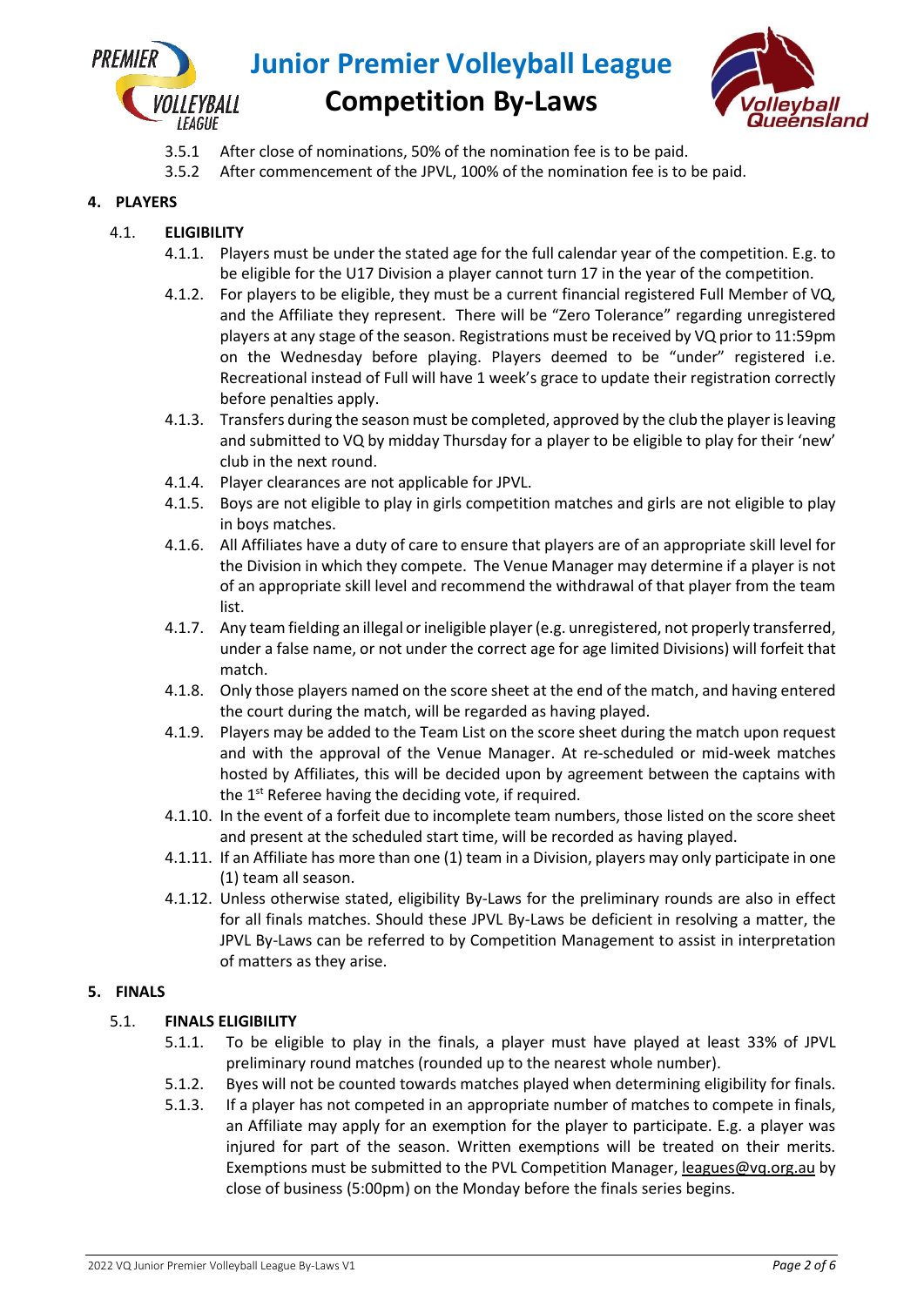3.5.1 After close of nominations, 50% of the nomination fee is to be paid.

3.5.2 After commencement of the JPVL, 100% of the nomination fee is to be paid.

## 4. PLAYERS

### 4.1. ELIGIBILITY

4.1.1. Players must be under the stated age for the full calendar year of the competition. E.g. to be eligible for the U17 Division a player cannot turn 17 in the year of the competition.

4.1.2. For players to be eligible, they must be a current financial registered Full Member of VQ, and the Affiliate they represent. There will be "Zero Tolerance" regarding unregistered players at any stage of the season. Registrations must be received by VQ prior to 11:59pm on the Wednesday before playing. Players deemed to be "under" registered i.e. Recreational instead of Full will have 1 week's grace to update their registration correctly before penalties apply.

4.1.3. Transfers during the season must be completed, approved by the club the player is leaving and submitted to VQ by midday Thursday for a player to be eligible to play for their 'new' club in the next round.

4.1.4. Player clearances are not applicable for JPVL.

4.1.5. Boys are not eligible to play in girls competition matches and girls are not eligible to play in boys matches.

4.1.6. All Affiliates have a duty of care to ensure that players are of an appropriate skill level for the Division in which they compete. The Venue Manager may determine if a player is not of an appropriate skill level and recommend the withdrawal of that player from the team list.

4.1.7. Any team fielding an illegal or ineligible player (e.g. unregistered, not properly transferred, under a false name, or not under the correct age for age limited Divisions) will forfeit that match.

4.1.8. Only those players named on the score sheet at the end of the match, and having entered the court during the match, will be regarded as having played.

4.1.9. Players may be added to the Team List on the score sheet during the match upon request and with the approval of the Venue Manager. At re-scheduled or mid-week matches hosted by Affiliates, this will be decided upon by agreement between the captains with the 1st Referee having the deciding vote, if required.

4.1.10. In the event of a forfeit due to incomplete team numbers, those listed on the score sheet and present at the scheduled start time, will be recorded as having played.

4.1.11. If an Affiliate has more than one (1) team in a Division, players may only participate in one (1) team all season.

4.1.12. Unless otherwise stated, eligibility By-Laws for the preliminary rounds are also in effect for all finals matches. Should these JPVL By-Laws be deficient in resolving a matter, the JPVL By-Laws can be referred to by Competition Management to assist in interpretation of matters as they arise.

## 5. FINALS

### 5.1. FINALS ELIGIBILITY

5.1.1. To be eligible to play in the finals, a player must have played at least 33% of JPVL preliminary round matches (rounded up to the nearest whole number).

5.1.2. Byes will not be counted towards matches played when determining eligibility for finals.

5.1.3. If a player has not competed in an appropriate number of matches to compete in finals, an Affiliate may apply for an exemption for the player to participate. E.g. a player was injured for part of the season. Written exemptions will be treated on their merits. Exemptions must be submitted to the PVL Competition Manager, leagues@vq.org.au by close of business (5:00pm) on the Monday before the finals series begins.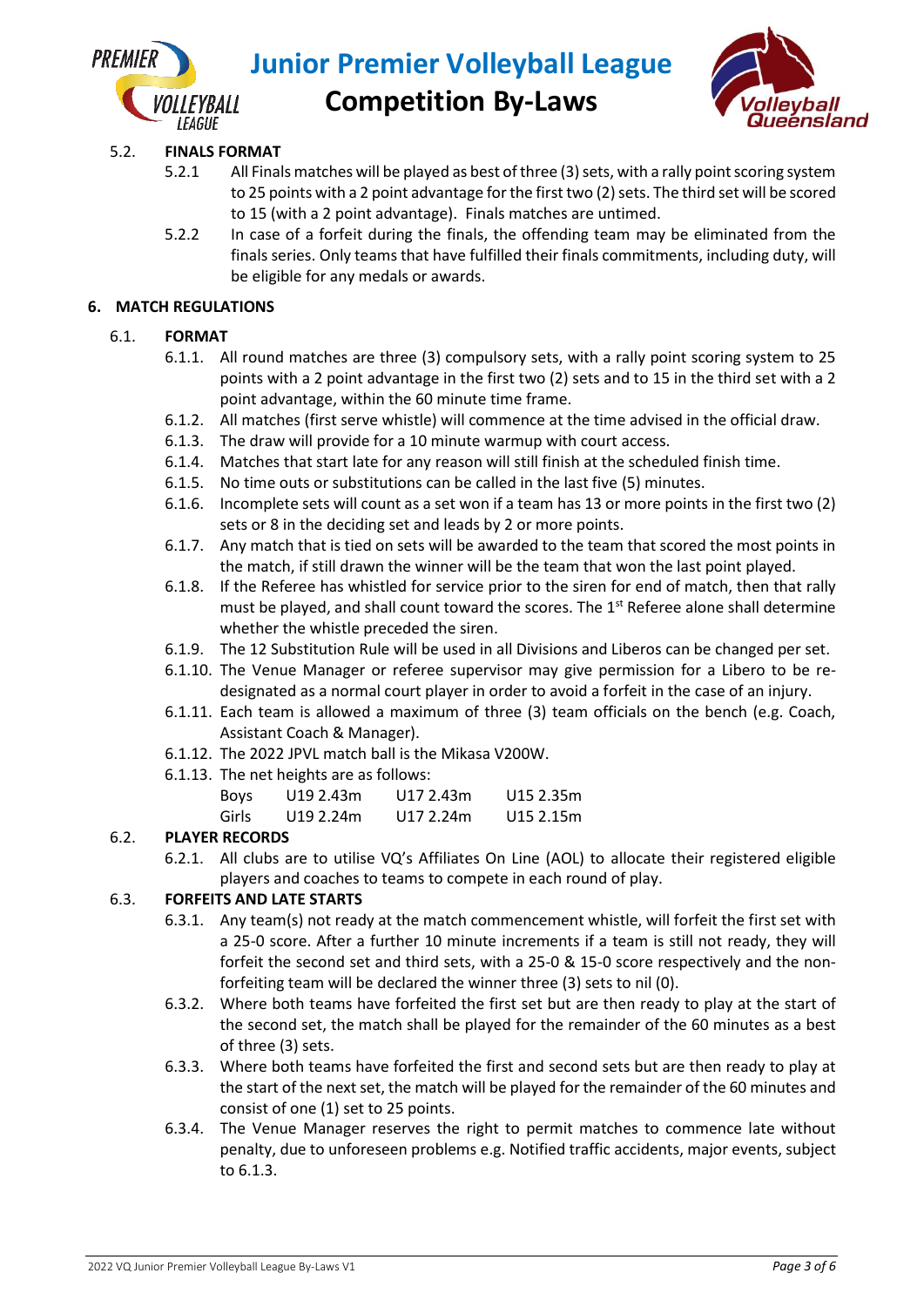### 5.2. FINALS FORMAT

5.2.1 All Finals matches will be played as best of three (3) sets, with a rally point scoring system to 25 points with a 2 point advantage for the first two (2) sets. The third set will be scored to 15 (with a 2 point advantage). Finals matches are untimed.

5.2.2 In case of a forfeit during the finals, the offending team may be eliminated from the finals series. Only teams that have fulfilled their finals commitments, including duty, will be eligible for any medals or awards.

## 6. MATCH REGULATIONS

### 6.1. FORMAT

6.1.1. All round matches are three (3) compulsory sets, with a rally point scoring system to 25 points with a 2 point advantage in the first two (2) sets and to 15 in the third set with a 2 point advantage, within the 60 minute time frame.

6.1.2. All matches (first serve whistle) will commence at the time advised in the official draw.

6.1.3. The draw will provide for a 10 minute warmup with court access.

6.1.4. Matches that start late for any reason will still finish at the scheduled finish time.

6.1.5. No time outs or substitutions can be called in the last five (5) minutes.

6.1.6. Incomplete sets will count as a set won if a team has 13 or more points in the first two (2) sets or 8 in the deciding set and leads by 2 or more points.

6.1.7. Any match that is tied on sets will be awarded to the team that scored the most points in the match, if still drawn the winner will be the team that won the last point played.

6.1.8. If the Referee has whistled for service prior to the siren for end of match, then that rally must be played, and shall count toward the scores. The 1st Referee alone shall determine whether the whistle preceded the siren.

6.1.9. The 12 Substitution Rule will be used in all Divisions and Liberos can be changed per set.

6.1.10. The Venue Manager or referee supervisor may give permission for a Libero to be re-designated as a normal court player in order to avoid a forfeit in the case of an injury.

6.1.11. Each team is allowed a maximum of three (3) team officials on the bench (e.g. Coach, Assistant Coach & Manager).

6.1.12. The 2022 JPVL match ball is the Mikasa V200W.

6.1.13. The net heights are as follows:

| | | | |
|---|---|---|---|
| Boys | U19 2.43m | U17 2.43m | U15 2.35m |
| Girls | U19 2.24m | U17 2.24m | U15 2.15m |

### 6.2. PLAYER RECORDS

6.2.1. All clubs are to utilise VQ's Affiliates On Line (AOL) to allocate their registered eligible players and coaches to teams to compete in each round of play.

### 6.3. FORFEITS AND LATE STARTS

6.3.1. Any team(s) not ready at the match commencement whistle, will forfeit the first set with a 25-0 score. After a further 10 minute increments if a team is still not ready, they will forfeit the second set and third sets, with a 25-0 & 15-0 score respectively and the non-forfeiting team will be declared the winner three (3) sets to nil (0).

6.3.2. Where both teams have forfeited the first set but are then ready to play at the start of the second set, the match shall be played for the remainder of the 60 minutes as a best of three (3) sets.

6.3.3. Where both teams have forfeited the first and second sets but are then ready to play at the start of the next set, the match will be played for the remainder of the 60 minutes and consist of one (1) set to 25 points.

6.3.4. The Venue Manager reserves the right to permit matches to commence late without penalty, due to unforeseen problems e.g. Notified traffic accidents, major events, subject to 6.1.3.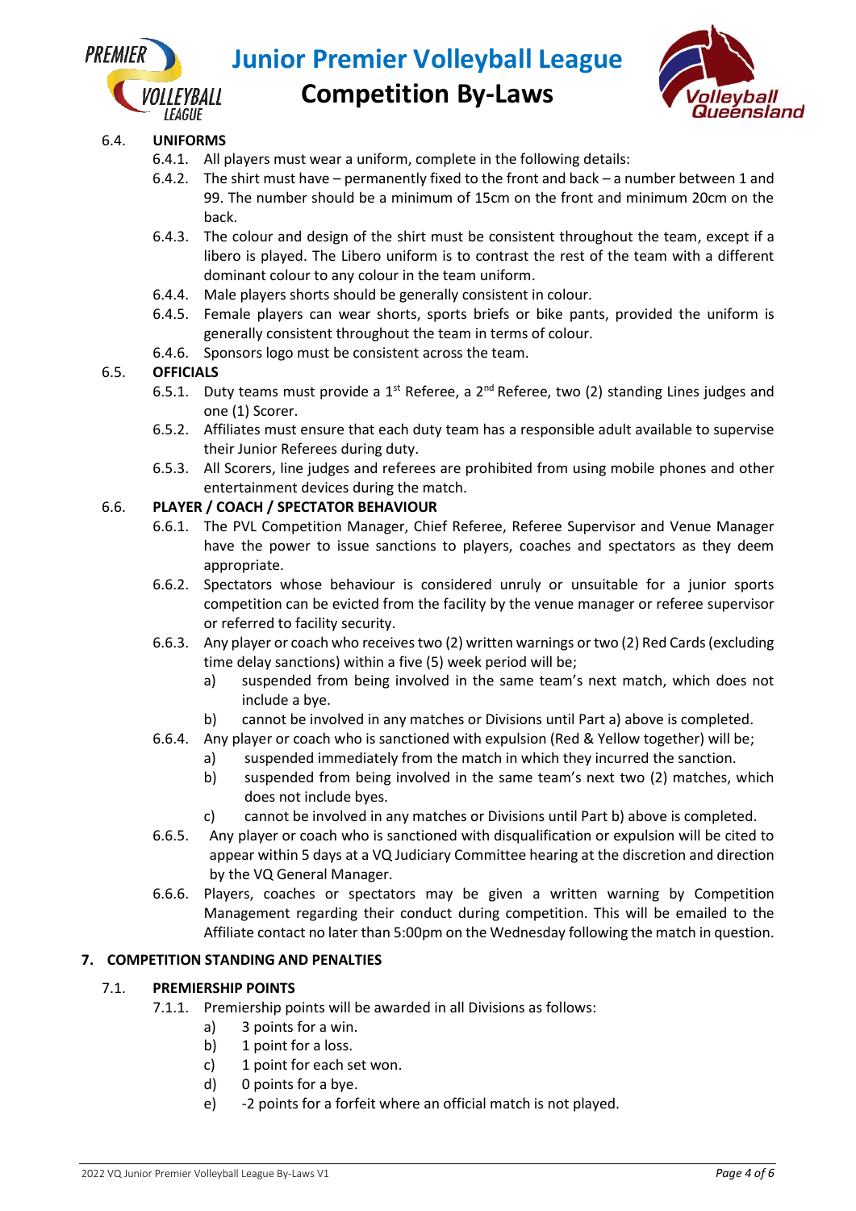### 6.4. UNIFORMS

6.4.1. All players must wear a uniform, complete in the following details:

6.4.2. The shirt must have – permanently fixed to the front and back – a number between 1 and 99. The number should be a minimum of 15cm on the front and minimum 20cm on the back.

6.4.3. The colour and design of the shirt must be consistent throughout the team, except if a libero is played. The Libero uniform is to contrast the rest of the team with a different dominant colour to any colour in the team uniform.

6.4.4. Male players shorts should be generally consistent in colour.

6.4.5. Female players can wear shorts, sports briefs or bike pants, provided the uniform is generally consistent throughout the team in terms of colour.

6.4.6. Sponsors logo must be consistent across the team.

### 6.5. OFFICIALS

6.5.1. Duty teams must provide a 1st Referee, a 2nd Referee, two (2) standing Lines judges and one (1) Scorer.

6.5.2. Affiliates must ensure that each duty team has a responsible adult available to supervise their Junior Referees during duty.

6.5.3. All Scorers, line judges and referees are prohibited from using mobile phones and other entertainment devices during the match.

### 6.6. PLAYER / COACH / SPECTATOR BEHAVIOUR

6.6.1. The PVL Competition Manager, Chief Referee, Referee Supervisor and Venue Manager have the power to issue sanctions to players, coaches and spectators as they deem appropriate.

6.6.2. Spectators whose behaviour is considered unruly or unsuitable for a junior sports competition can be evicted from the facility by the venue manager or referee supervisor or referred to facility security.

6.6.3. Any player or coach who receives two (2) written warnings or two (2) Red Cards (excluding time delay sanctions) within a five (5) week period will be;

a) suspended from being involved in the same team's next match, which does not include a bye.

b) cannot be involved in any matches or Divisions until Part a) above is completed.

6.6.4. Any player or coach who is sanctioned with expulsion (Red & Yellow together) will be;

a) suspended immediately from the match in which they incurred the sanction.

b) suspended from being involved in the same team's next two (2) matches, which does not include byes.

c) cannot be involved in any matches or Divisions until Part b) above is completed.

6.6.5. Any player or coach who is sanctioned with disqualification or expulsion will be cited to appear within 5 days at a VQ Judiciary Committee hearing at the discretion and direction by the VQ General Manager.

6.6.6. Players, coaches or spectators may be given a written warning by Competition Management regarding their conduct during competition. This will be emailed to the Affiliate contact no later than 5:00pm on the Wednesday following the match in question.

## 7. COMPETITION STANDING AND PENALTIES

### 7.1. PREMIERSHIP POINTS

7.1.1. Premiership points will be awarded in all Divisions as follows:

a) 3 points for a win.

b) 1 point for a loss.

c) 1 point for each set won.

d) 0 points for a bye.

e) -2 points for a forfeit where an official match is not played.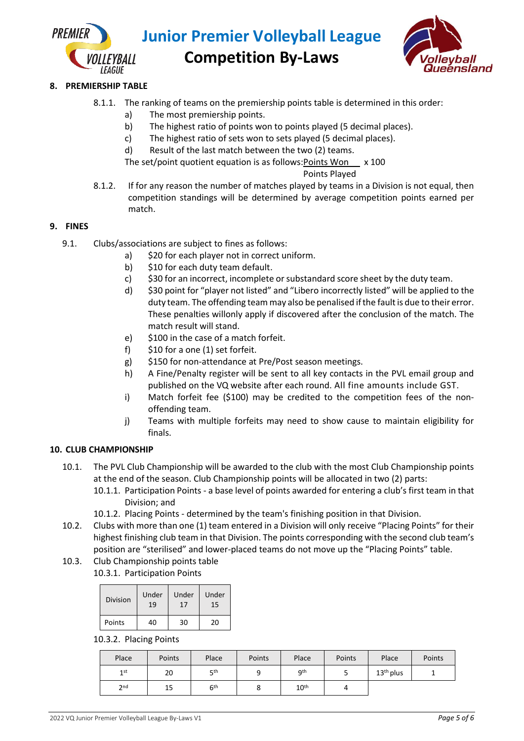## 8. PREMIERSHIP TABLE

8.1.1. The ranking of teams on the premiership points table is determined in this order:

a) The most premiership points.

b) The highest ratio of points won to points played (5 decimal places).

c) The highest ratio of sets won to sets played (5 decimal places).

d) Result of the last match between the two (2) teams.

The set/point quotient equation is as follows: $\frac{\text{Points Won}}{\text{Points Played}} \times 100$

8.1.2. If for any reason the number of matches played by teams in a Division is not equal, then competition standings will be determined by average competition points earned per match.

## 9. FINES

9.1. Clubs/associations are subject to fines as follows:

a) $20 for each player not in correct uniform.

b) $10 for each duty team default.

c) $30 for an incorrect, incomplete or substandard score sheet by the duty team.

d) $30 point for "player not listed" and "Libero incorrectly listed" will be applied to the duty team. The offending team may also be penalised if the fault is due to their error. These penalties willonly apply if discovered after the conclusion of the match. The match result will stand.

e) $100 in the case of a match forfeit.

f) $10 for a one (1) set forfeit.

g) $150 for non-attendance at Pre/Post season meetings.

h) A Fine/Penalty register will be sent to all key contacts in the PVL email group and published on the VQ website after each round. All fine amounts include GST.

i) Match forfeit fee ($100) may be credited to the competition fees of the non-offending team.

j) Teams with multiple forfeits may need to show cause to maintain eligibility for finals.

## 10. CLUB CHAMPIONSHIP

10.1. The PVL Club Championship will be awarded to the club with the most Club Championship points at the end of the season. Club Championship points will be allocated in two (2) parts:

10.1.1. Participation Points - a base level of points awarded for entering a club's first team in that Division; and

10.1.2. Placing Points - determined by the team's finishing position in that Division.

10.2. Clubs with more than one (1) team entered in a Division will only receive "Placing Points" for their highest finishing club team in that Division. The points corresponding with the second club team's position are "sterilised" and lower-placed teams do not move up the "Placing Points" table.

10.3. Club Championship points table

10.3.1. Participation Points

| Division | Under 19 | Under 17 | Under 15 |
|---|---|---|---|
| Points | 40 | 30 | 20 |

10.3.2. Placing Points

| Place | Points | Place | Points | Place | Points | Place | Points |
|---|---|---|---|---|---|---|---|
| 1st | 20 | 5th | 9 | 9th | 5 | 13th plus | 1 |
| 2nd | 15 | 6th | 8 | 10th | 4 | | |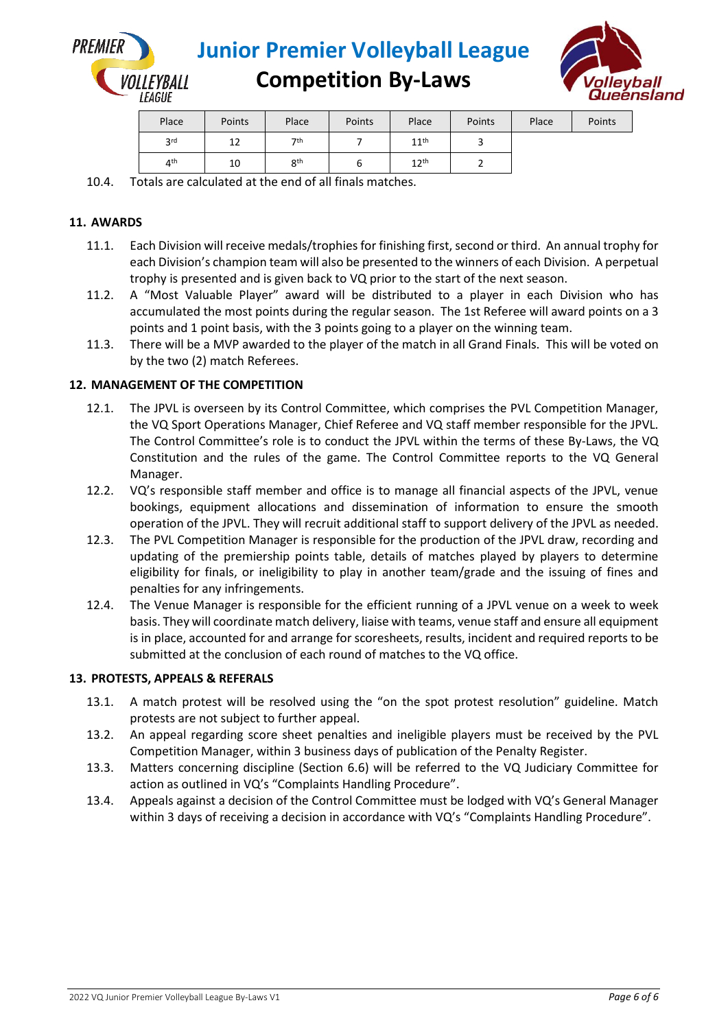| Place | Points | Place | Points | Place | Points | Place | Points |
|---|---|---|---|---|---|---|---|
| 3rd | 12 | 7th | 7 | 11th | 3 | | |
| 4th | 10 | 8th | 6 | 12th | 2 | | |

10.4. Totals are calculated at the end of all finals matches.

## 11. AWARDS

11.1. Each Division will receive medals/trophies for finishing first, second or third. An annual trophy for each Division's champion team will also be presented to the winners of each Division. A perpetual trophy is presented and is given back to VQ prior to the start of the next season.

11.2. A "Most Valuable Player" award will be distributed to a player in each Division who has accumulated the most points during the regular season. The 1st Referee will award points on a 3 points and 1 point basis, with the 3 points going to a player on the winning team.

11.3. There will be a MVP awarded to the player of the match in all Grand Finals. This will be voted on by the two (2) match Referees.

## 12. MANAGEMENT OF THE COMPETITION

12.1. The JPVL is overseen by its Control Committee, which comprises the PVL Competition Manager, the VQ Sport Operations Manager, Chief Referee and VQ staff member responsible for the JPVL. The Control Committee's role is to conduct the JPVL within the terms of these By-Laws, the VQ Constitution and the rules of the game. The Control Committee reports to the VQ General Manager.

12.2. VQ's responsible staff member and office is to manage all financial aspects of the JPVL, venue bookings, equipment allocations and dissemination of information to ensure the smooth operation of the JPVL. They will recruit additional staff to support delivery of the JPVL as needed.

12.3. The PVL Competition Manager is responsible for the production of the JPVL draw, recording and updating of the premiership points table, details of matches played by players to determine eligibility for finals, or ineligibility to play in another team/grade and the issuing of fines and penalties for any infringements.

12.4. The Venue Manager is responsible for the efficient running of a JPVL venue on a week to week basis. They will coordinate match delivery, liaise with teams, venue staff and ensure all equipment is in place, accounted for and arrange for scoresheets, results, incident and required reports to be submitted at the conclusion of each round of matches to the VQ office.

## 13. PROTESTS, APPEALS & REFERALS

13.1. A match protest will be resolved using the "on the spot protest resolution" guideline. Match protests are not subject to further appeal.

13.2. An appeal regarding score sheet penalties and ineligible players must be received by the PVL Competition Manager, within 3 business days of publication of the Penalty Register.

13.3. Matters concerning discipline (Section 6.6) will be referred to the VQ Judiciary Committee for action as outlined in VQ's "Complaints Handling Procedure".

13.4. Appeals against a decision of the Control Committee must be lodged with VQ's General Manager within 3 days of receiving a decision in accordance with VQ's "Complaints Handling Procedure".